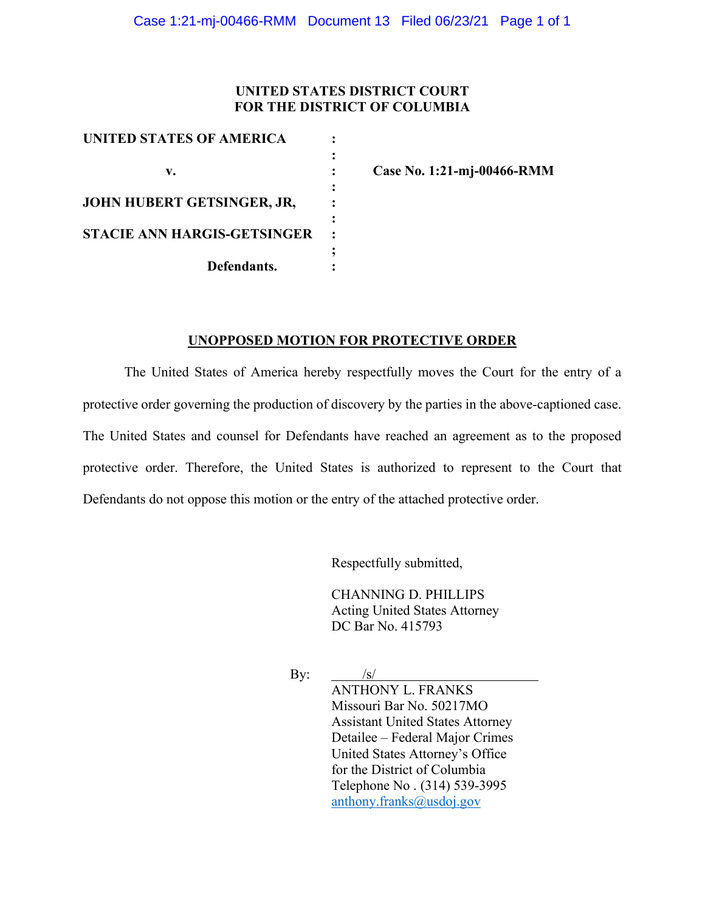**UNITED STATES DISTRICT COURT**
**FOR THE DISTRICT OF COLUMBIA**

| | | |
|---|---|---|
| **UNITED STATES OF AMERICA** | : | |
| | : | |
| **v.** | : | **Case No. 1:21-mj-00466-RMM** |
| | : | |
| **JOHN HUBERT GETSINGER, JR,** | : | |
| | : | |
| **STACIE ANN HARGIS-GETSINGER** | : | |
| | ; | |
| **Defendants.** | : | |

**UNOPPOSED MOTION FOR PROTECTIVE ORDER**

The United States of America hereby respectfully moves the Court for the entry of a protective order governing the production of discovery by the parties in the above-captioned case. The United States and counsel for Defendants have reached an agreement as to the proposed protective order. Therefore, the United States is authorized to represent to the Court that Defendants do not oppose this motion or the entry of the attached protective order.

Respectfully submitted,

CHANNING D. PHILLIPS
Acting United States Attorney
DC Bar No. 415793

By: /s/
ANTHONY L. FRANKS
Missouri Bar No. 50217MO
Assistant United States Attorney
Detailee – Federal Major Crimes
United States Attorney's Office
for the District of Columbia
Telephone No . (314) 539-3995
anthony.franks@usdoj.gov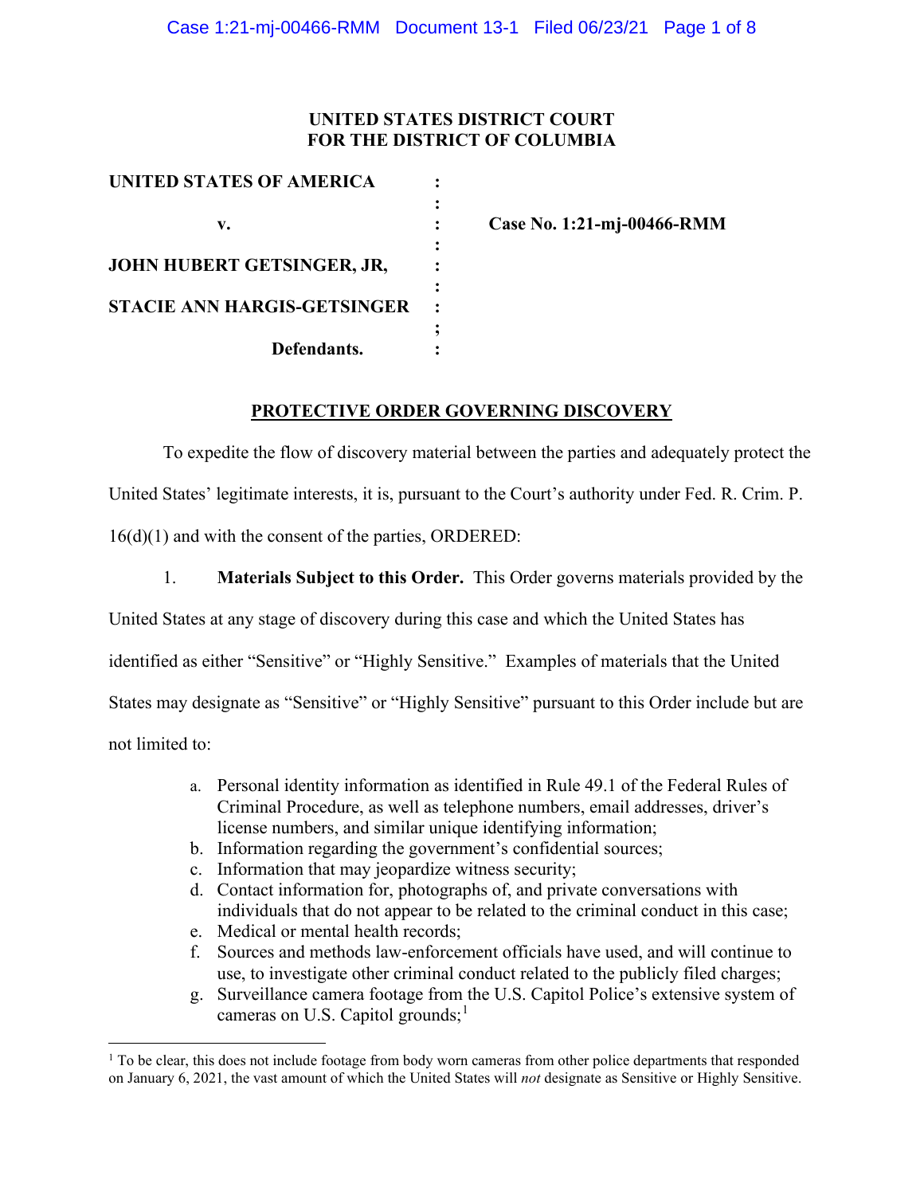**UNITED STATES DISTRICT COURT**
**FOR THE DISTRICT OF COLUMBIA**

| | | |
|---|---|---|
| **UNITED STATES OF AMERICA** | : | |
| | : | |
| **v.** | : | **Case No. 1:21-mj-00466-RMM** |
| | : | |
| **JOHN HUBERT GETSINGER, JR,** | : | |
| | : | |
| **STACIE ANN HARGIS-GETSINGER** | : | |
| | ; | |
| **Defendants.** | : | |

## PROTECTIVE ORDER GOVERNING DISCOVERY

To expedite the flow of discovery material between the parties and adequately protect the United States' legitimate interests, it is, pursuant to the Court's authority under Fed. R. Crim. P. 16(d)(1) and with the consent of the parties, ORDERED:

1. **Materials Subject to this Order.** This Order governs materials provided by the United States at any stage of discovery during this case and which the United States has identified as either "Sensitive" or "Highly Sensitive." Examples of materials that the United States may designate as "Sensitive" or "Highly Sensitive" pursuant to this Order include but are not limited to:

   a. Personal identity information as identified in Rule 49.1 of the Federal Rules of Criminal Procedure, as well as telephone numbers, email addresses, driver's license numbers, and similar unique identifying information;
   b. Information regarding the government's confidential sources;
   c. Information that may jeopardize witness security;
   d. Contact information for, photographs of, and private conversations with individuals that do not appear to be related to the criminal conduct in this case;
   e. Medical or mental health records;
   f. Sources and methods law-enforcement officials have used, and will continue to use, to investigate other criminal conduct related to the publicly filed charges;
   g. Surveillance camera footage from the U.S. Capitol Police's extensive system of cameras on U.S. Capitol grounds;[1]

[1] To be clear, this does not include footage from body worn cameras from other police departments that responded on January 6, 2021, the vast amount of which the United States will *not* designate as Sensitive or Highly Sensitive.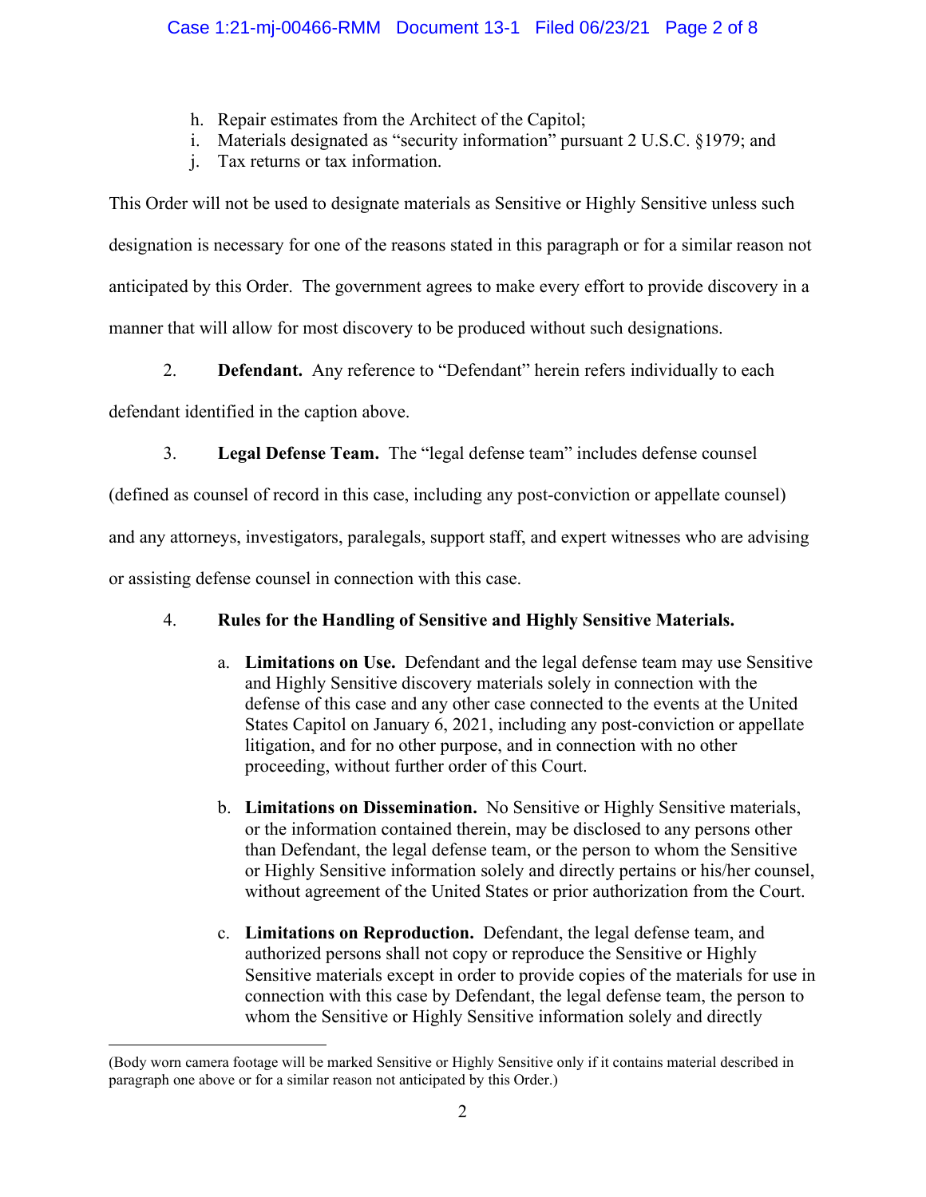h. Repair estimates from the Architect of the Capitol;
i. Materials designated as "security information" pursuant 2 U.S.C. §1979; and
j. Tax returns or tax information.

This Order will not be used to designate materials as Sensitive or Highly Sensitive unless such designation is necessary for one of the reasons stated in this paragraph or for a similar reason not anticipated by this Order. The government agrees to make every effort to provide discovery in a manner that will allow for most discovery to be produced without such designations.

2. **Defendant.** Any reference to "Defendant" herein refers individually to each defendant identified in the caption above.

3. **Legal Defense Team.** The "legal defense team" includes defense counsel (defined as counsel of record in this case, including any post-conviction or appellate counsel) and any attorneys, investigators, paralegals, support staff, and expert witnesses who are advising or assisting defense counsel in connection with this case.

4. **Rules for the Handling of Sensitive and Highly Sensitive Materials.**

   a. **Limitations on Use.** Defendant and the legal defense team may use Sensitive and Highly Sensitive discovery materials solely in connection with the defense of this case and any other case connected to the events at the United States Capitol on January 6, 2021, including any post-conviction or appellate litigation, and for no other purpose, and in connection with no other proceeding, without further order of this Court.

   b. **Limitations on Dissemination.** No Sensitive or Highly Sensitive materials, or the information contained therein, may be disclosed to any persons other than Defendant, the legal defense team, or the person to whom the Sensitive or Highly Sensitive information solely and directly pertains or his/her counsel, without agreement of the United States or prior authorization from the Court.

   c. **Limitations on Reproduction.** Defendant, the legal defense team, and authorized persons shall not copy or reproduce the Sensitive or Highly Sensitive materials except in order to provide copies of the materials for use in connection with this case by Defendant, the legal defense team, the person to whom the Sensitive or Highly Sensitive information solely and directly

---

(Body worn camera footage will be marked Sensitive or Highly Sensitive only if it contains material described in paragraph one above or for a similar reason not anticipated by this Order.)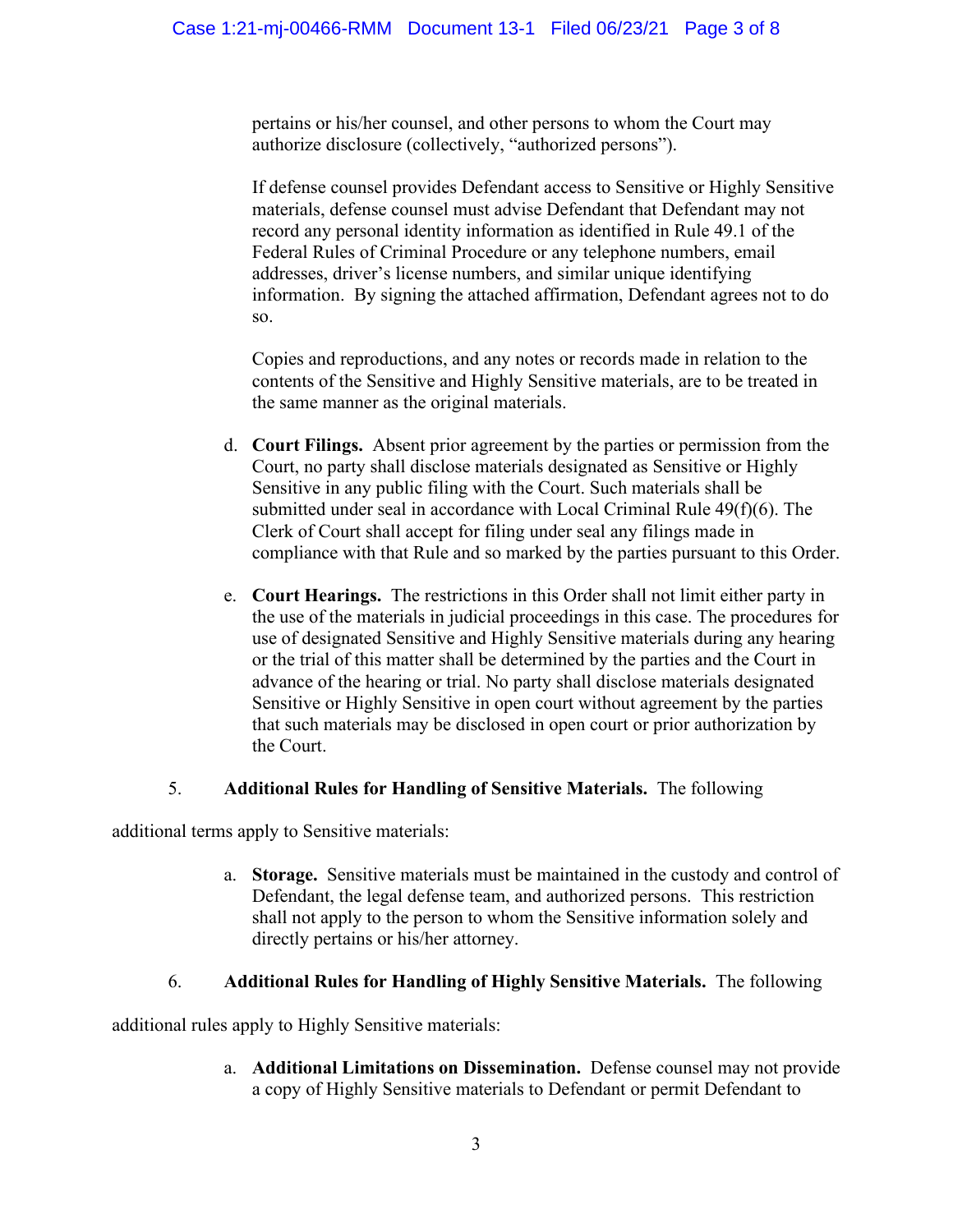pertains or his/her counsel, and other persons to whom the Court may authorize disclosure (collectively, "authorized persons").

If defense counsel provides Defendant access to Sensitive or Highly Sensitive materials, defense counsel must advise Defendant that Defendant may not record any personal identity information as identified in Rule 49.1 of the Federal Rules of Criminal Procedure or any telephone numbers, email addresses, driver's license numbers, and similar unique identifying information. By signing the attached affirmation, Defendant agrees not to do so.

Copies and reproductions, and any notes or records made in relation to the contents of the Sensitive and Highly Sensitive materials, are to be treated in the same manner as the original materials.

d. **Court Filings.** Absent prior agreement by the parties or permission from the Court, no party shall disclose materials designated as Sensitive or Highly Sensitive in any public filing with the Court. Such materials shall be submitted under seal in accordance with Local Criminal Rule 49(f)(6). The Clerk of Court shall accept for filing under seal any filings made in compliance with that Rule and so marked by the parties pursuant to this Order.

e. **Court Hearings.** The restrictions in this Order shall not limit either party in the use of the materials in judicial proceedings in this case. The procedures for use of designated Sensitive and Highly Sensitive materials during any hearing or the trial of this matter shall be determined by the parties and the Court in advance of the hearing or trial. No party shall disclose materials designated Sensitive or Highly Sensitive in open court without agreement by the parties that such materials may be disclosed in open court or prior authorization by the Court.

5. **Additional Rules for Handling of Sensitive Materials.** The following additional terms apply to Sensitive materials:

a. **Storage.** Sensitive materials must be maintained in the custody and control of Defendant, the legal defense team, and authorized persons. This restriction shall not apply to the person to whom the Sensitive information solely and directly pertains or his/her attorney.

6. **Additional Rules for Handling of Highly Sensitive Materials.** The following additional rules apply to Highly Sensitive materials:

a. **Additional Limitations on Dissemination.** Defense counsel may not provide a copy of Highly Sensitive materials to Defendant or permit Defendant to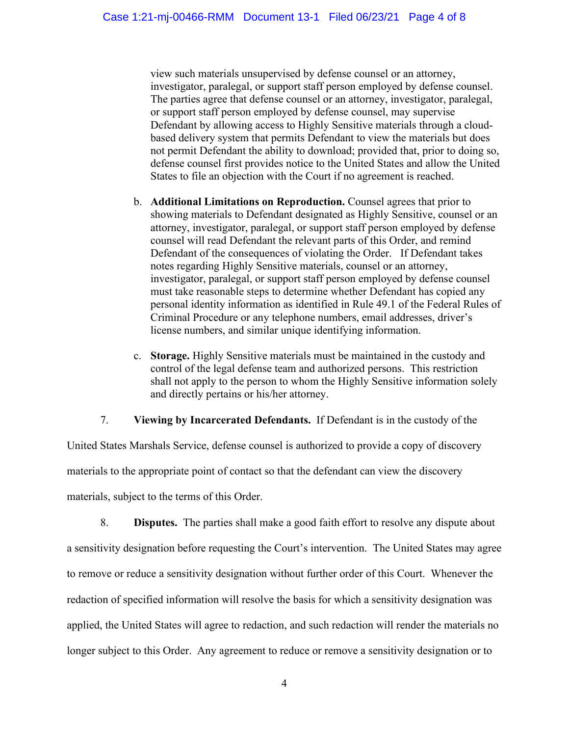view such materials unsupervised by defense counsel or an attorney, investigator, paralegal, or support staff person employed by defense counsel. The parties agree that defense counsel or an attorney, investigator, paralegal, or support staff person employed by defense counsel, may supervise Defendant by allowing access to Highly Sensitive materials through a cloud-based delivery system that permits Defendant to view the materials but does not permit Defendant the ability to download; provided that, prior to doing so, defense counsel first provides notice to the United States and allow the United States to file an objection with the Court if no agreement is reached.

b. **Additional Limitations on Reproduction.** Counsel agrees that prior to showing materials to Defendant designated as Highly Sensitive, counsel or an attorney, investigator, paralegal, or support staff person employed by defense counsel will read Defendant the relevant parts of this Order, and remind Defendant of the consequences of violating the Order. If Defendant takes notes regarding Highly Sensitive materials, counsel or an attorney, investigator, paralegal, or support staff person employed by defense counsel must take reasonable steps to determine whether Defendant has copied any personal identity information as identified in Rule 49.1 of the Federal Rules of Criminal Procedure or any telephone numbers, email addresses, driver's license numbers, and similar unique identifying information.

c. **Storage.** Highly Sensitive materials must be maintained in the custody and control of the legal defense team and authorized persons. This restriction shall not apply to the person to whom the Highly Sensitive information solely and directly pertains or his/her attorney.

7. **Viewing by Incarcerated Defendants.** If Defendant is in the custody of the United States Marshals Service, defense counsel is authorized to provide a copy of discovery materials to the appropriate point of contact so that the defendant can view the discovery materials, subject to the terms of this Order.

8. **Disputes.** The parties shall make a good faith effort to resolve any dispute about a sensitivity designation before requesting the Court's intervention. The United States may agree to remove or reduce a sensitivity designation without further order of this Court. Whenever the redaction of specified information will resolve the basis for which a sensitivity designation was applied, the United States will agree to redaction, and such redaction will render the materials no longer subject to this Order. Any agreement to reduce or remove a sensitivity designation or to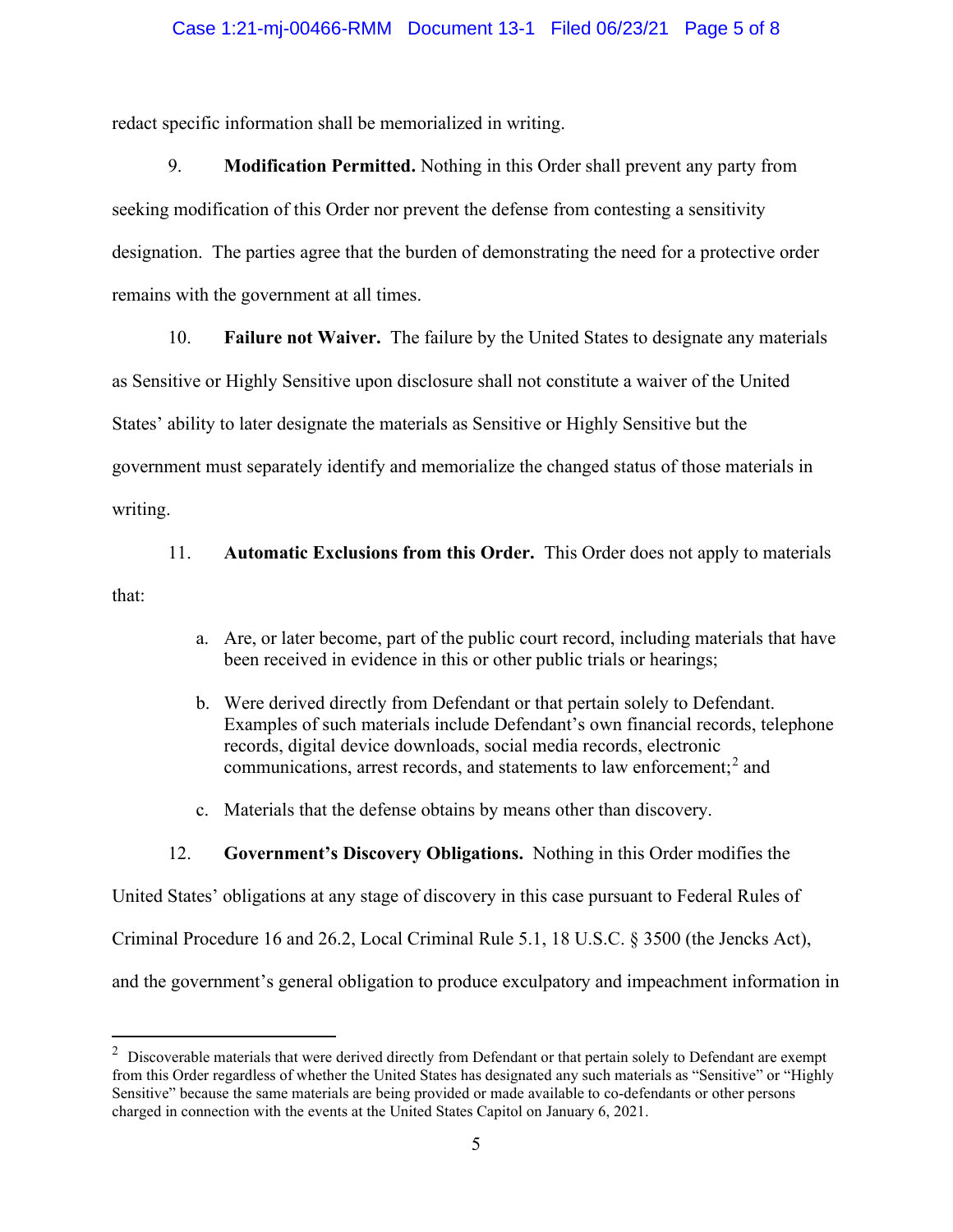redact specific information shall be memorialized in writing.

9. **Modification Permitted.** Nothing in this Order shall prevent any party from seeking modification of this Order nor prevent the defense from contesting a sensitivity designation. The parties agree that the burden of demonstrating the need for a protective order remains with the government at all times.

10. **Failure not Waiver.** The failure by the United States to designate any materials as Sensitive or Highly Sensitive upon disclosure shall not constitute a waiver of the United States' ability to later designate the materials as Sensitive or Highly Sensitive but the government must separately identify and memorialize the changed status of those materials in writing.

11. **Automatic Exclusions from this Order.** This Order does not apply to materials that:

a. Are, or later become, part of the public court record, including materials that have been received in evidence in this or other public trials or hearings;

b. Were derived directly from Defendant or that pertain solely to Defendant. Examples of such materials include Defendant's own financial records, telephone records, digital device downloads, social media records, electronic communications, arrest records, and statements to law enforcement;[2] and

c. Materials that the defense obtains by means other than discovery.

12. **Government's Discovery Obligations.** Nothing in this Order modifies the United States' obligations at any stage of discovery in this case pursuant to Federal Rules of Criminal Procedure 16 and 26.2, Local Criminal Rule 5.1, 18 U.S.C. § 3500 (the Jencks Act), and the government's general obligation to produce exculpatory and impeachment information in

[2] Discoverable materials that were derived directly from Defendant or that pertain solely to Defendant are exempt from this Order regardless of whether the United States has designated any such materials as "Sensitive" or "Highly Sensitive" because the same materials are being provided or made available to co-defendants or other persons charged in connection with the events at the United States Capitol on January 6, 2021.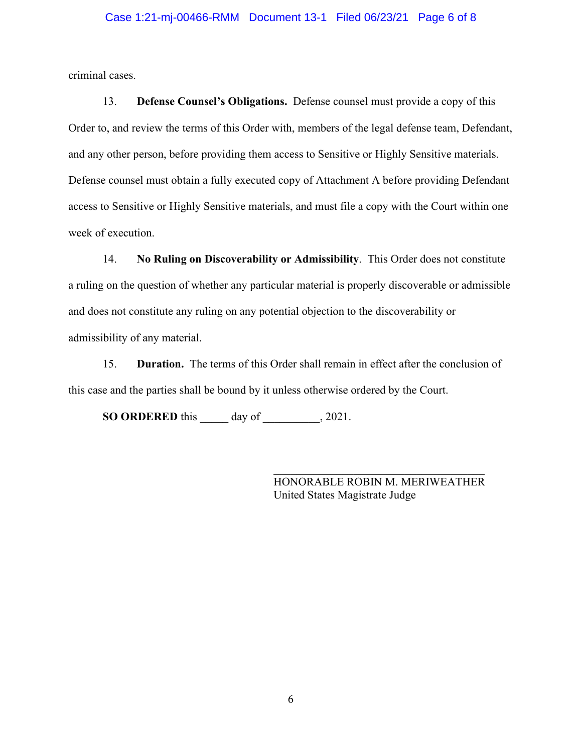criminal cases.

13. **Defense Counsel's Obligations.** Defense counsel must provide a copy of this Order to, and review the terms of this Order with, members of the legal defense team, Defendant, and any other person, before providing them access to Sensitive or Highly Sensitive materials. Defense counsel must obtain a fully executed copy of Attachment A before providing Defendant access to Sensitive or Highly Sensitive materials, and must file a copy with the Court within one week of execution.

14. **No Ruling on Discoverability or Admissibility**. This Order does not constitute a ruling on the question of whether any particular material is properly discoverable or admissible and does not constitute any ruling on any potential objection to the discoverability or admissibility of any material.

15. **Duration.** The terms of this Order shall remain in effect after the conclusion of this case and the parties shall be bound by it unless otherwise ordered by the Court.

**SO ORDERED** this _____ day of __________, 2021.

___________________________________
HONORABLE ROBIN M. MERIWEATHER
United States Magistrate Judge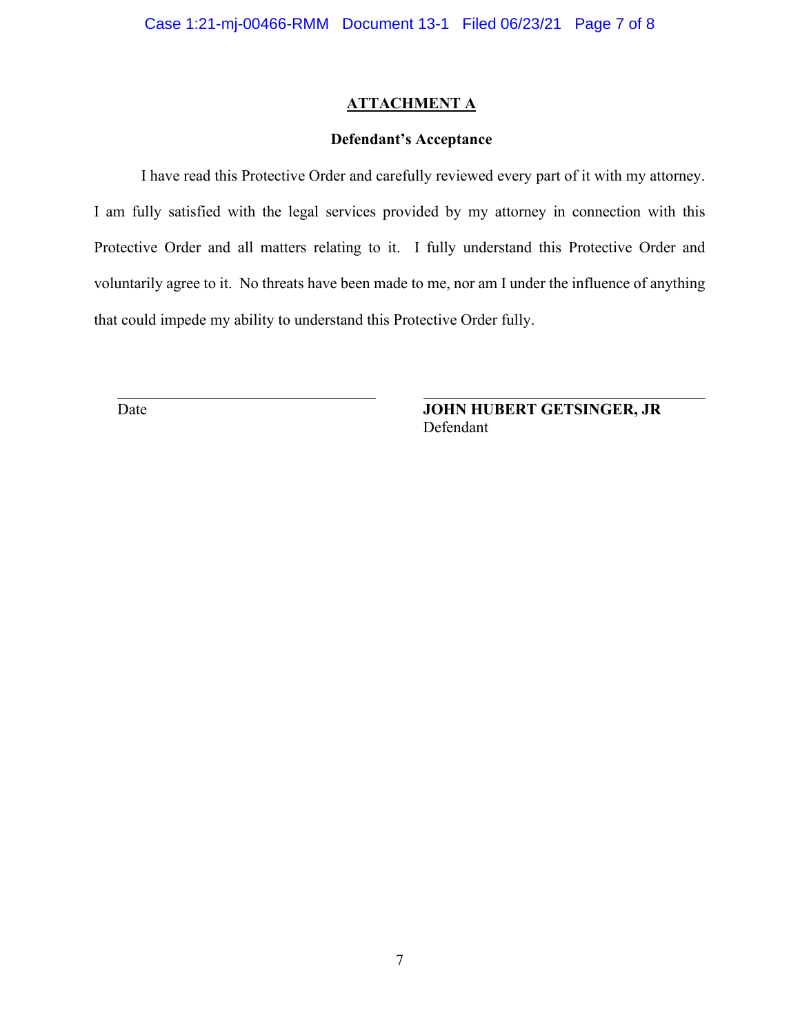## ATTACHMENT A

### Defendant's Acceptance

I have read this Protective Order and carefully reviewed every part of it with my attorney. I am fully satisfied with the legal services provided by my attorney in connection with this Protective Order and all matters relating to it. I fully understand this Protective Order and voluntarily agree to it. No threats have been made to me, nor am I under the influence of anything that could impede my ability to understand this Protective Order fully.

| _________________________ | _________________________ |
| --- | --- |
| Date | **JOHN HUBERT GETSINGER, JR** Defendant |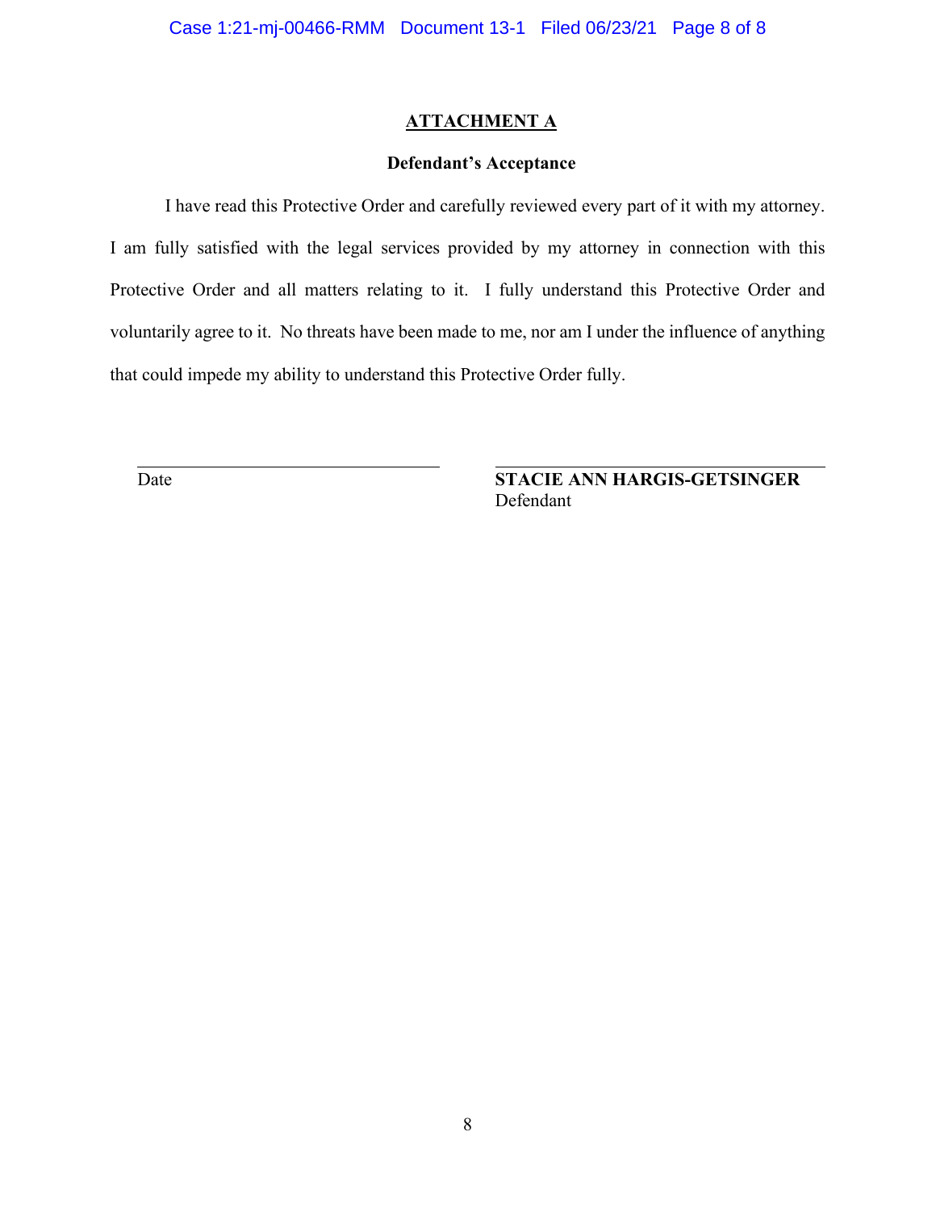## ATTACHMENT A

### Defendant's Acceptance

I have read this Protective Order and carefully reviewed every part of it with my attorney. I am fully satisfied with the legal services provided by my attorney in connection with this Protective Order and all matters relating to it. I fully understand this Protective Order and voluntarily agree to it. No threats have been made to me, nor am I under the influence of anything that could impede my ability to understand this Protective Order fully.

\_\_\_\_\_\_\_\_\_\_\_\_\_\_\_\_\_\_\_\_\_\_\_\_\_\_\_\_
Date

\_\_\_\_\_\_\_\_\_\_\_\_\_\_\_\_\_\_\_\_\_\_\_\_\_\_\_\_
**STACIE ANN HARGIS-GETSINGER**
Defendant